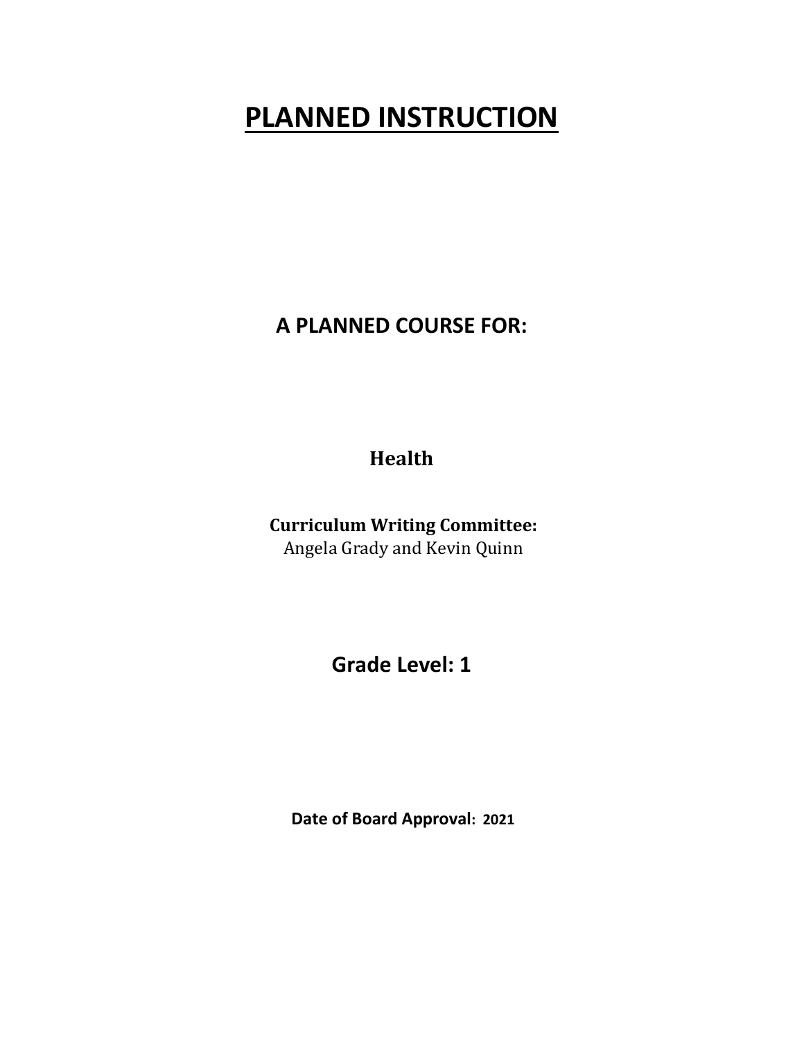# PLANNED INSTRUCTION

## A PLANNED COURSE FOR:

**Health**

**Curriculum Writing Committee:**
Angela Grady and Kevin Quinn

## Grade Level: 1

**Date of Board Approval: 2021**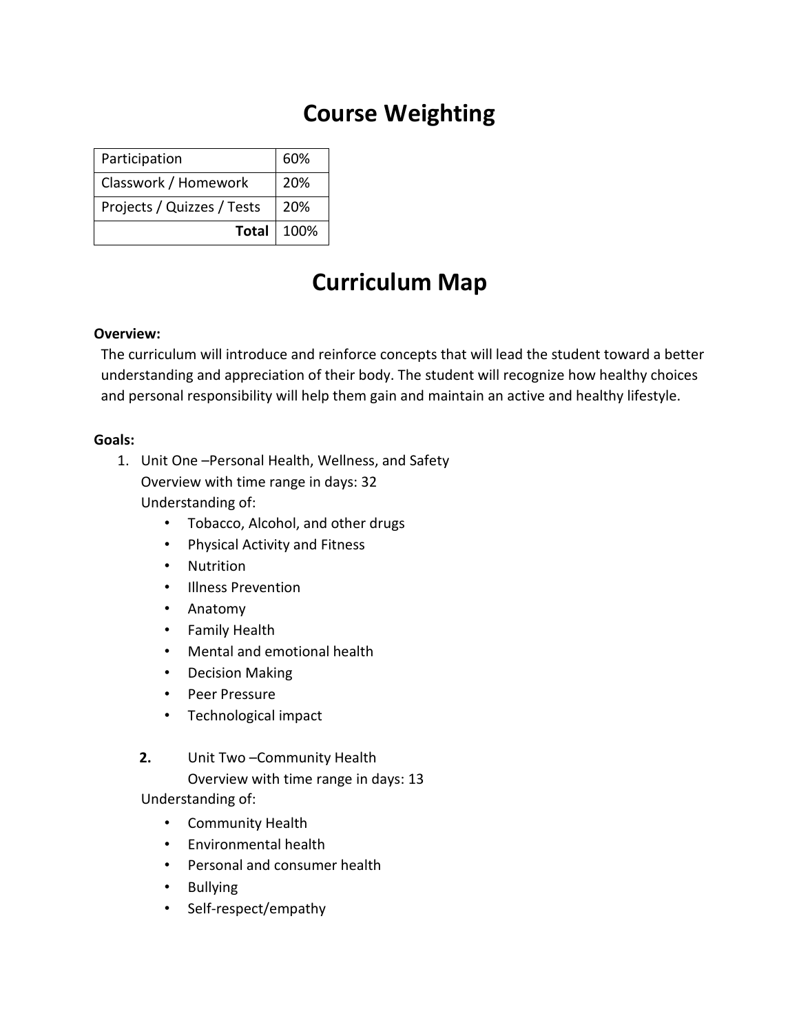# Course Weighting

| Participation | 60% |
|---|---|
| Classwork / Homework | 20% |
| Projects / Quizzes / Tests | 20% |
| **Total** | 100% |

# Curriculum Map

**Overview:**

The curriculum will introduce and reinforce concepts that will lead the student toward a better understanding and appreciation of their body. The student will recognize how healthy choices and personal responsibility will help them gain and maintain an active and healthy lifestyle.

**Goals:**

1. Unit One –Personal Health, Wellness, and Safety
   Overview with time range in days: 32
   Understanding of:
   - Tobacco, Alcohol, and other drugs
   - Physical Activity and Fitness
   - Nutrition
   - Illness Prevention
   - Anatomy
   - Family Health
   - Mental and emotional health
   - Decision Making
   - Peer Pressure
   - Technological impact

2. Unit Two –Community Health
   Overview with time range in days: 13
   Understanding of:
   - Community Health
   - Environmental health
   - Personal and consumer health
   - Bullying
   - Self-respect/empathy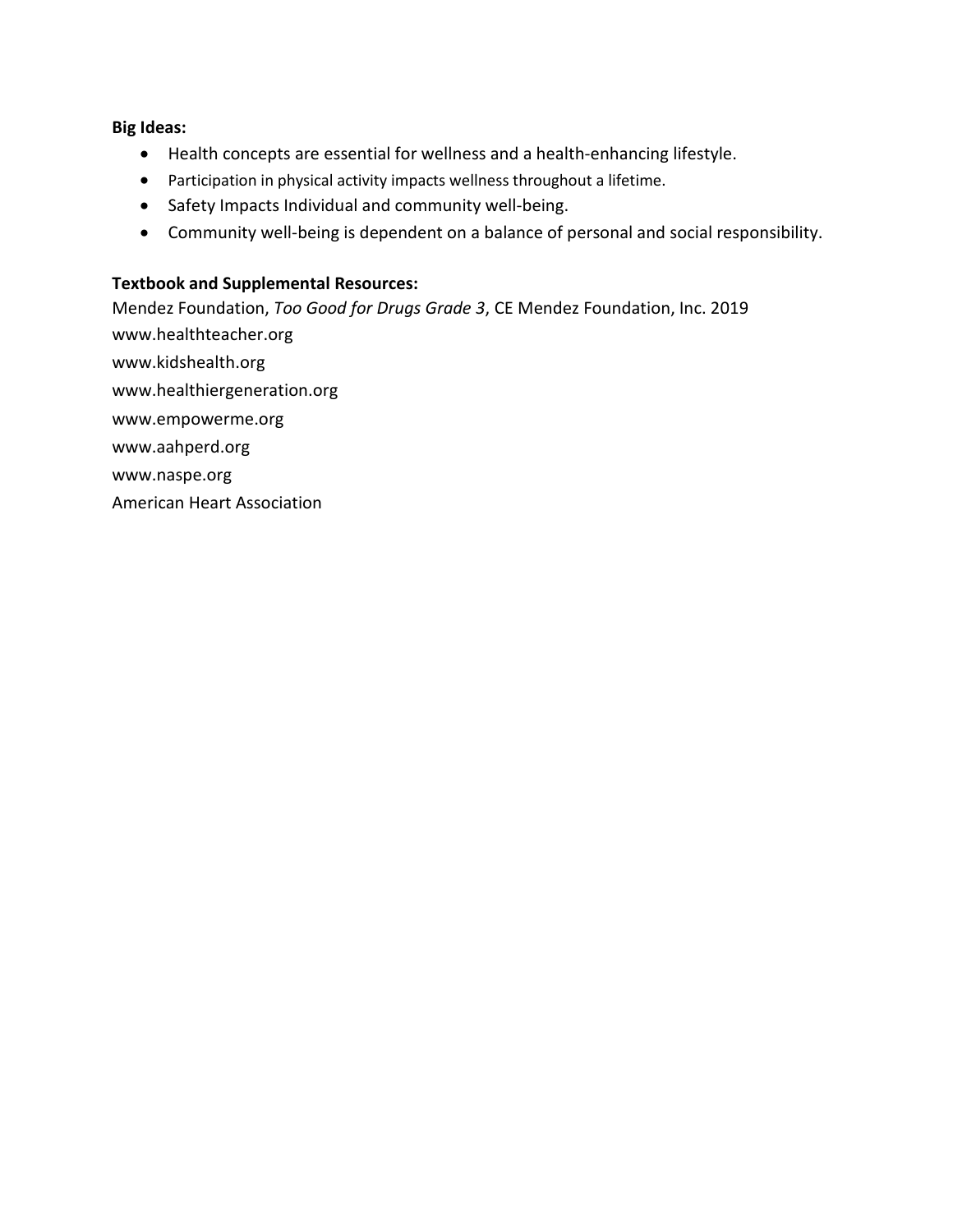**Big Ideas:**

- Health concepts are essential for wellness and a health-enhancing lifestyle.
- Participation in physical activity impacts wellness throughout a lifetime.
- Safety Impacts Individual and community well-being.
- Community well-being is dependent on a balance of personal and social responsibility.

**Textbook and Supplemental Resources:**

Mendez Foundation, *Too Good for Drugs Grade 3*, CE Mendez Foundation, Inc. 2019
www.healthteacher.org
www.kidshealth.org
www.healthiergeneration.org
www.empowerme.org
www.aahperd.org
www.naspe.org
American Heart Association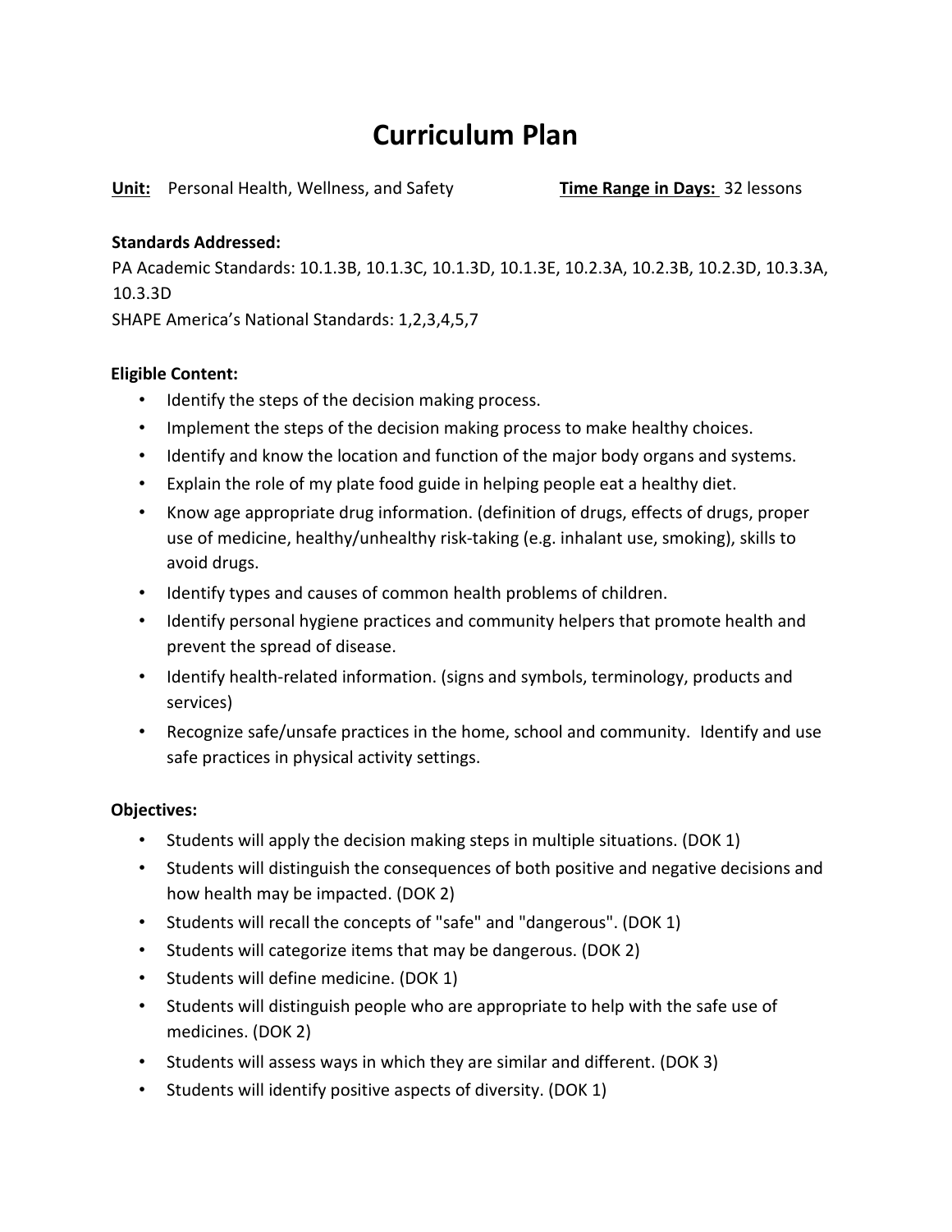# Curriculum Plan

**Unit:** Personal Health, Wellness, and Safety **Time Range in Days:** 32 lessons

**Standards Addressed:**

PA Academic Standards: 10.1.3B, 10.1.3C, 10.1.3D, 10.1.3E, 10.2.3A, 10.2.3B, 10.2.3D, 10.3.3A, 10.3.3D

SHAPE America's National Standards: 1,2,3,4,5,7

**Eligible Content:**

- Identify the steps of the decision making process.
- Implement the steps of the decision making process to make healthy choices.
- Identify and know the location and function of the major body organs and systems.
- Explain the role of my plate food guide in helping people eat a healthy diet.
- Know age appropriate drug information. (definition of drugs, effects of drugs, proper use of medicine, healthy/unhealthy risk-taking (e.g. inhalant use, smoking), skills to avoid drugs.
- Identify types and causes of common health problems of children.
- Identify personal hygiene practices and community helpers that promote health and prevent the spread of disease.
- Identify health-related information. (signs and symbols, terminology, products and services)
- Recognize safe/unsafe practices in the home, school and community. Identify and use safe practices in physical activity settings.

**Objectives:**

- Students will apply the decision making steps in multiple situations. (DOK 1)
- Students will distinguish the consequences of both positive and negative decisions and how health may be impacted. (DOK 2)
- Students will recall the concepts of "safe" and "dangerous". (DOK 1)
- Students will categorize items that may be dangerous. (DOK 2)
- Students will define medicine. (DOK 1)
- Students will distinguish people who are appropriate to help with the safe use of medicines. (DOK 2)
- Students will assess ways in which they are similar and different. (DOK 3)
- Students will identify positive aspects of diversity. (DOK 1)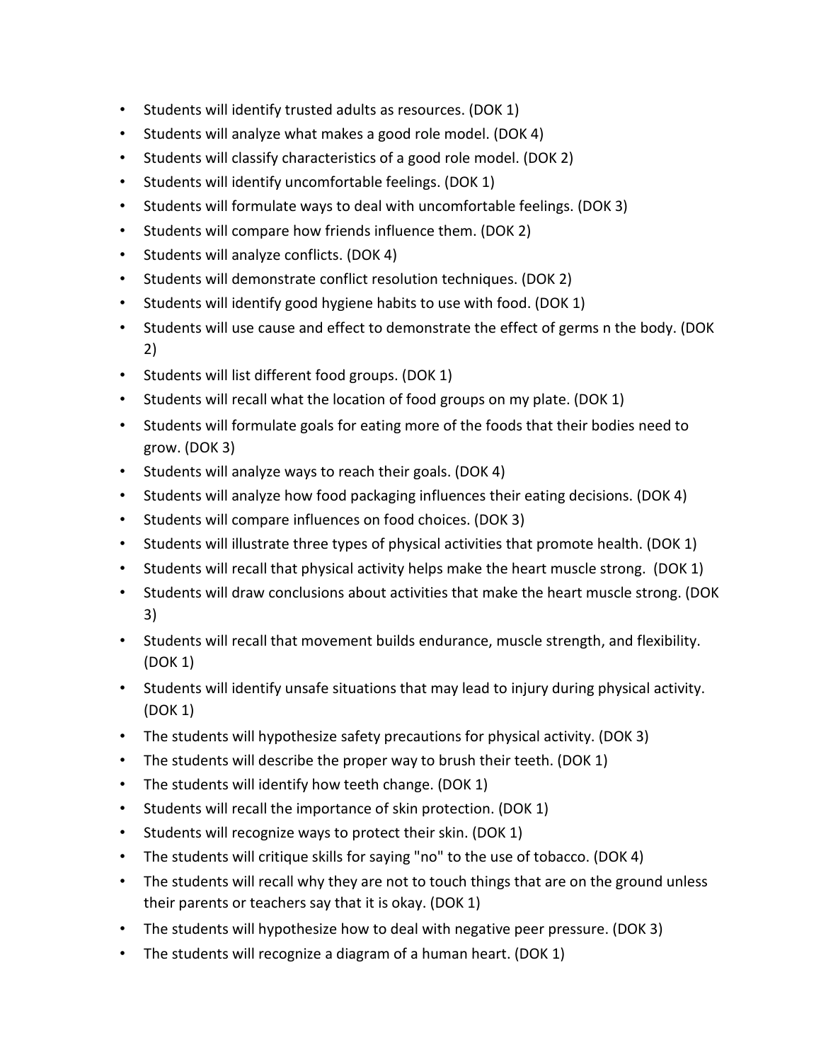- Students will identify trusted adults as resources. (DOK 1)
- Students will analyze what makes a good role model. (DOK 4)
- Students will classify characteristics of a good role model. (DOK 2)
- Students will identify uncomfortable feelings. (DOK 1)
- Students will formulate ways to deal with uncomfortable feelings. (DOK 3)
- Students will compare how friends influence them. (DOK 2)
- Students will analyze conflicts. (DOK 4)
- Students will demonstrate conflict resolution techniques. (DOK 2)
- Students will identify good hygiene habits to use with food. (DOK 1)
- Students will use cause and effect to demonstrate the effect of germs n the body. (DOK 2)
- Students will list different food groups. (DOK 1)
- Students will recall what the location of food groups on my plate. (DOK 1)
- Students will formulate goals for eating more of the foods that their bodies need to grow. (DOK 3)
- Students will analyze ways to reach their goals. (DOK 4)
- Students will analyze how food packaging influences their eating decisions. (DOK 4)
- Students will compare influences on food choices. (DOK 3)
- Students will illustrate three types of physical activities that promote health. (DOK 1)
- Students will recall that physical activity helps make the heart muscle strong. (DOK 1)
- Students will draw conclusions about activities that make the heart muscle strong. (DOK 3)
- Students will recall that movement builds endurance, muscle strength, and flexibility. (DOK 1)
- Students will identify unsafe situations that may lead to injury during physical activity. (DOK 1)
- The students will hypothesize safety precautions for physical activity. (DOK 3)
- The students will describe the proper way to brush their teeth. (DOK 1)
- The students will identify how teeth change. (DOK 1)
- Students will recall the importance of skin protection. (DOK 1)
- Students will recognize ways to protect their skin. (DOK 1)
- The students will critique skills for saying "no" to the use of tobacco. (DOK 4)
- The students will recall why they are not to touch things that are on the ground unless their parents or teachers say that it is okay. (DOK 1)
- The students will hypothesize how to deal with negative peer pressure. (DOK 3)
- The students will recognize a diagram of a human heart. (DOK 1)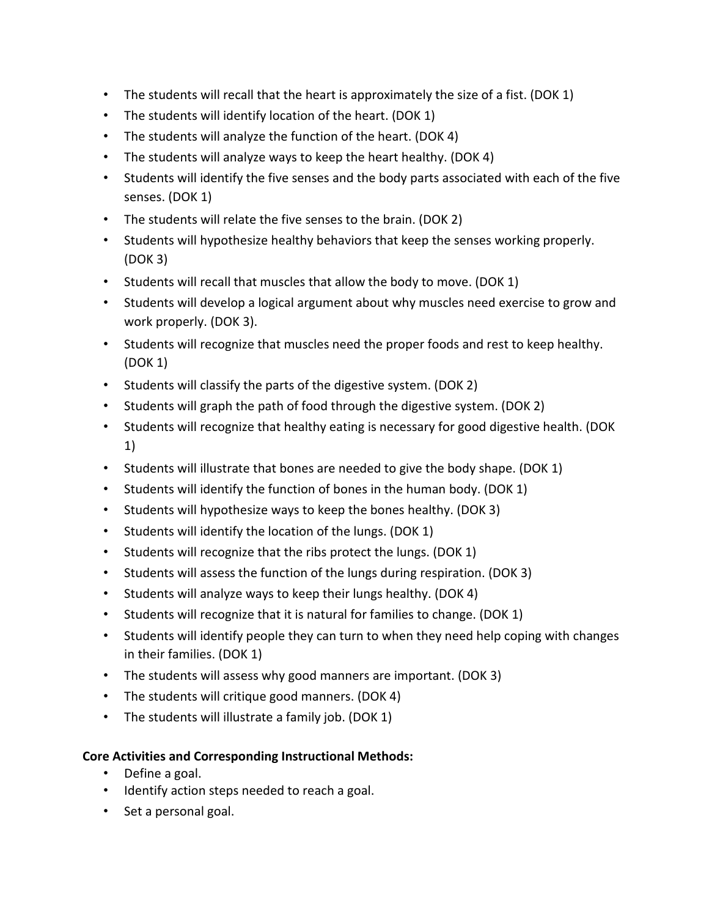- The students will recall that the heart is approximately the size of a fist. (DOK 1)
- The students will identify location of the heart. (DOK 1)
- The students will analyze the function of the heart. (DOK 4)
- The students will analyze ways to keep the heart healthy. (DOK 4)
- Students will identify the five senses and the body parts associated with each of the five senses. (DOK 1)
- The students will relate the five senses to the brain. (DOK 2)
- Students will hypothesize healthy behaviors that keep the senses working properly. (DOK 3)
- Students will recall that muscles that allow the body to move. (DOK 1)
- Students will develop a logical argument about why muscles need exercise to grow and work properly. (DOK 3).
- Students will recognize that muscles need the proper foods and rest to keep healthy. (DOK 1)
- Students will classify the parts of the digestive system. (DOK 2)
- Students will graph the path of food through the digestive system. (DOK 2)
- Students will recognize that healthy eating is necessary for good digestive health. (DOK 1)
- Students will illustrate that bones are needed to give the body shape. (DOK 1)
- Students will identify the function of bones in the human body. (DOK 1)
- Students will hypothesize ways to keep the bones healthy. (DOK 3)
- Students will identify the location of the lungs. (DOK 1)
- Students will recognize that the ribs protect the lungs. (DOK 1)
- Students will assess the function of the lungs during respiration. (DOK 3)
- Students will analyze ways to keep their lungs healthy. (DOK 4)
- Students will recognize that it is natural for families to change. (DOK 1)
- Students will identify people they can turn to when they need help coping with changes in their families. (DOK 1)
- The students will assess why good manners are important. (DOK 3)
- The students will critique good manners. (DOK 4)
- The students will illustrate a family job. (DOK 1)

**Core Activities and Corresponding Instructional Methods:**

- Define a goal.
- Identify action steps needed to reach a goal.
- Set a personal goal.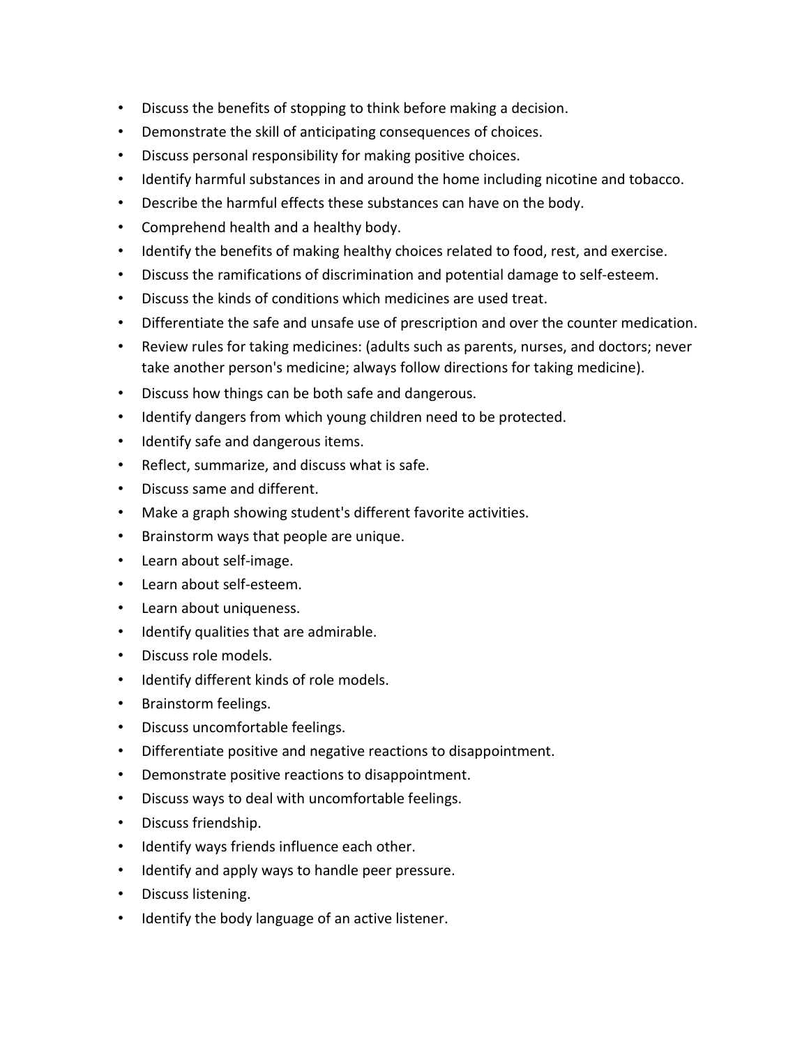- Discuss the benefits of stopping to think before making a decision.
- Demonstrate the skill of anticipating consequences of choices.
- Discuss personal responsibility for making positive choices.
- Identify harmful substances in and around the home including nicotine and tobacco.
- Describe the harmful effects these substances can have on the body.
- Comprehend health and a healthy body.
- Identify the benefits of making healthy choices related to food, rest, and exercise.
- Discuss the ramifications of discrimination and potential damage to self-esteem.
- Discuss the kinds of conditions which medicines are used treat.
- Differentiate the safe and unsafe use of prescription and over the counter medication.
- Review rules for taking medicines: (adults such as parents, nurses, and doctors; never take another person's medicine; always follow directions for taking medicine).
- Discuss how things can be both safe and dangerous.
- Identify dangers from which young children need to be protected.
- Identify safe and dangerous items.
- Reflect, summarize, and discuss what is safe.
- Discuss same and different.
- Make a graph showing student's different favorite activities.
- Brainstorm ways that people are unique.
- Learn about self-image.
- Learn about self-esteem.
- Learn about uniqueness.
- Identify qualities that are admirable.
- Discuss role models.
- Identify different kinds of role models.
- Brainstorm feelings.
- Discuss uncomfortable feelings.
- Differentiate positive and negative reactions to disappointment.
- Demonstrate positive reactions to disappointment.
- Discuss ways to deal with uncomfortable feelings.
- Discuss friendship.
- Identify ways friends influence each other.
- Identify and apply ways to handle peer pressure.
- Discuss listening.
- Identify the body language of an active listener.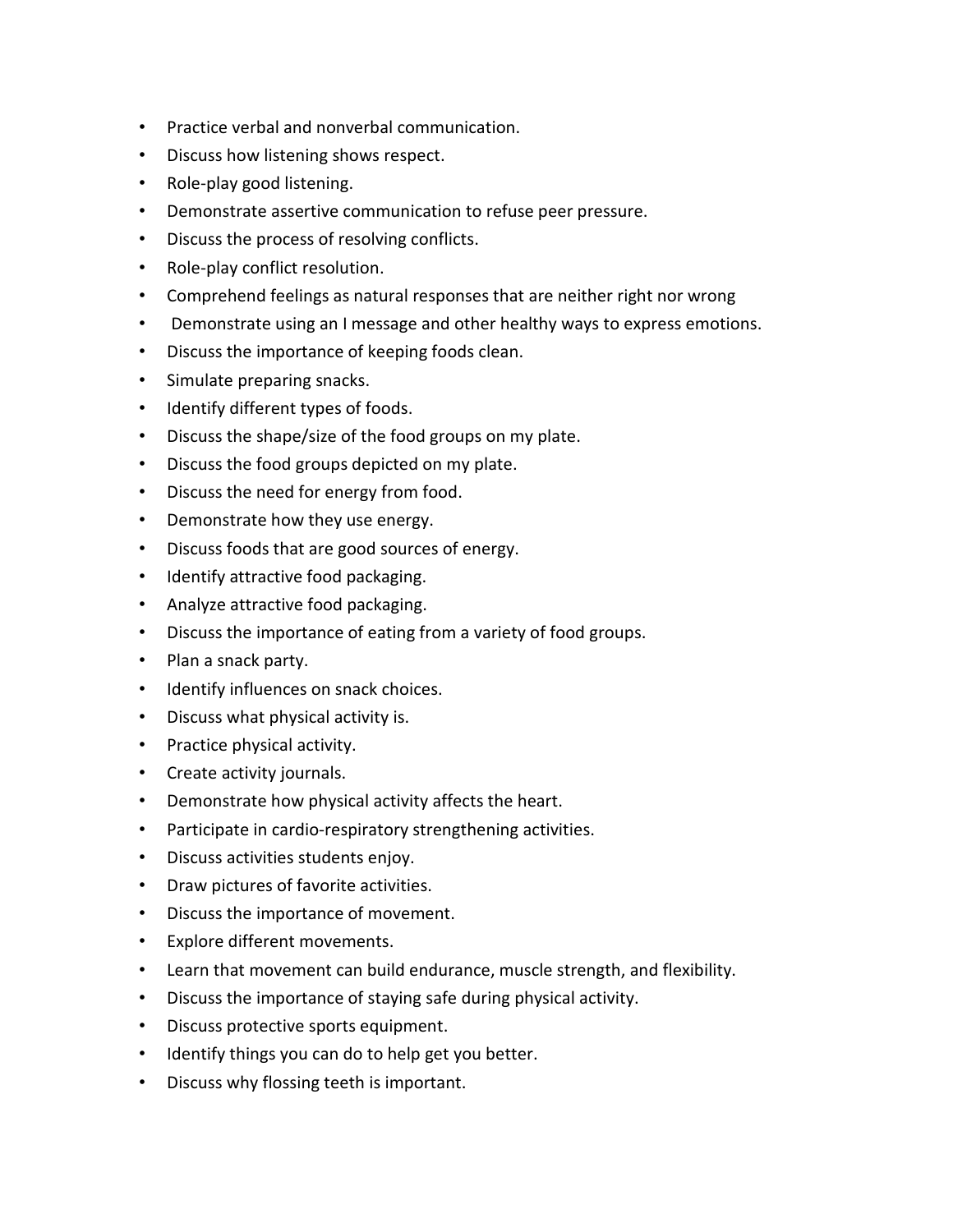- Practice verbal and nonverbal communication.
- Discuss how listening shows respect.
- Role-play good listening.
- Demonstrate assertive communication to refuse peer pressure.
- Discuss the process of resolving conflicts.
- Role-play conflict resolution.
- Comprehend feelings as natural responses that are neither right nor wrong
- Demonstrate using an I message and other healthy ways to express emotions.
- Discuss the importance of keeping foods clean.
- Simulate preparing snacks.
- Identify different types of foods.
- Discuss the shape/size of the food groups on my plate.
- Discuss the food groups depicted on my plate.
- Discuss the need for energy from food.
- Demonstrate how they use energy.
- Discuss foods that are good sources of energy.
- Identify attractive food packaging.
- Analyze attractive food packaging.
- Discuss the importance of eating from a variety of food groups.
- Plan a snack party.
- Identify influences on snack choices.
- Discuss what physical activity is.
- Practice physical activity.
- Create activity journals.
- Demonstrate how physical activity affects the heart.
- Participate in cardio-respiratory strengthening activities.
- Discuss activities students enjoy.
- Draw pictures of favorite activities.
- Discuss the importance of movement.
- Explore different movements.
- Learn that movement can build endurance, muscle strength, and flexibility.
- Discuss the importance of staying safe during physical activity.
- Discuss protective sports equipment.
- Identify things you can do to help get you better.
- Discuss why flossing teeth is important.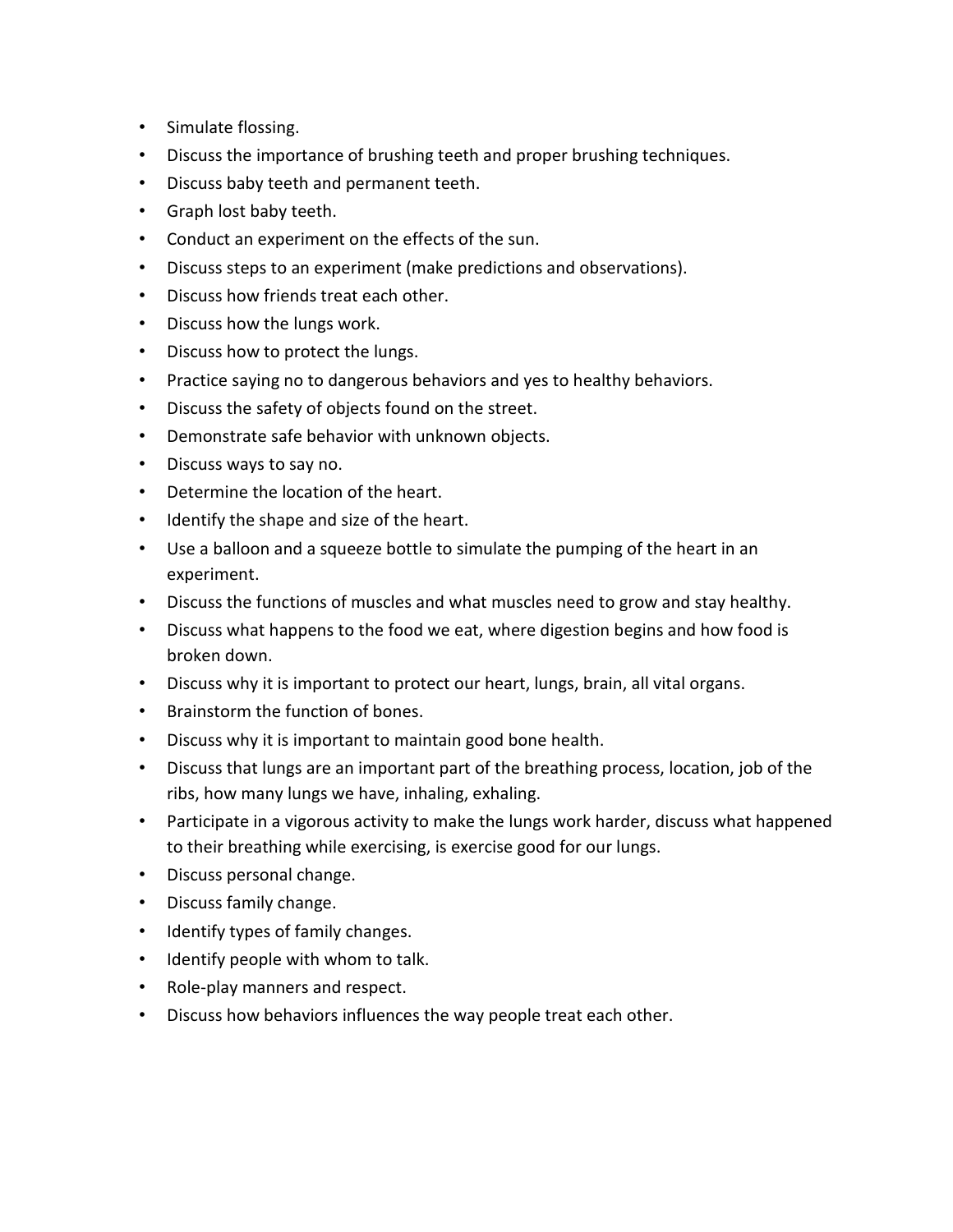- Simulate flossing.
- Discuss the importance of brushing teeth and proper brushing techniques.
- Discuss baby teeth and permanent teeth.
- Graph lost baby teeth.
- Conduct an experiment on the effects of the sun.
- Discuss steps to an experiment (make predictions and observations).
- Discuss how friends treat each other.
- Discuss how the lungs work.
- Discuss how to protect the lungs.
- Practice saying no to dangerous behaviors and yes to healthy behaviors.
- Discuss the safety of objects found on the street.
- Demonstrate safe behavior with unknown objects.
- Discuss ways to say no.
- Determine the location of the heart.
- Identify the shape and size of the heart.
- Use a balloon and a squeeze bottle to simulate the pumping of the heart in an experiment.
- Discuss the functions of muscles and what muscles need to grow and stay healthy.
- Discuss what happens to the food we eat, where digestion begins and how food is broken down.
- Discuss why it is important to protect our heart, lungs, brain, all vital organs.
- Brainstorm the function of bones.
- Discuss why it is important to maintain good bone health.
- Discuss that lungs are an important part of the breathing process, location, job of the ribs, how many lungs we have, inhaling, exhaling.
- Participate in a vigorous activity to make the lungs work harder, discuss what happened to their breathing while exercising, is exercise good for our lungs.
- Discuss personal change.
- Discuss family change.
- Identify types of family changes.
- Identify people with whom to talk.
- Role-play manners and respect.
- Discuss how behaviors influences the way people treat each other.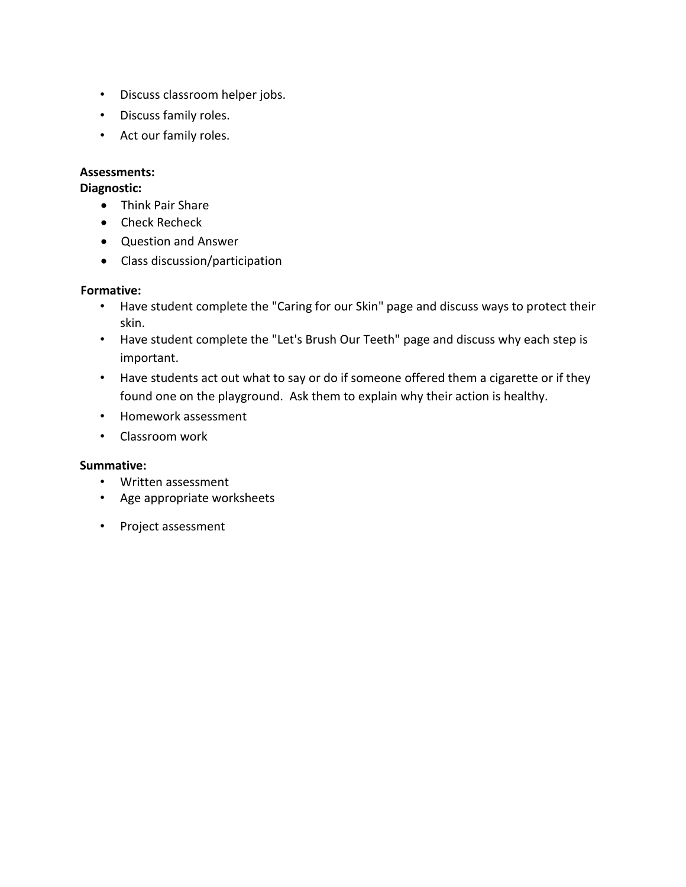- Discuss classroom helper jobs.
- Discuss family roles.
- Act our family roles.

**Assessments:**

**Diagnostic:**

- Think Pair Share
- Check Recheck
- Question and Answer
- Class discussion/participation

**Formative:**

- Have student complete the "Caring for our Skin" page and discuss ways to protect their skin.
- Have student complete the "Let's Brush Our Teeth" page and discuss why each step is important.
- Have students act out what to say or do if someone offered them a cigarette or if they found one on the playground. Ask them to explain why their action is healthy.
- Homework assessment
- Classroom work

**Summative:**

- Written assessment
- Age appropriate worksheets
- Project assessment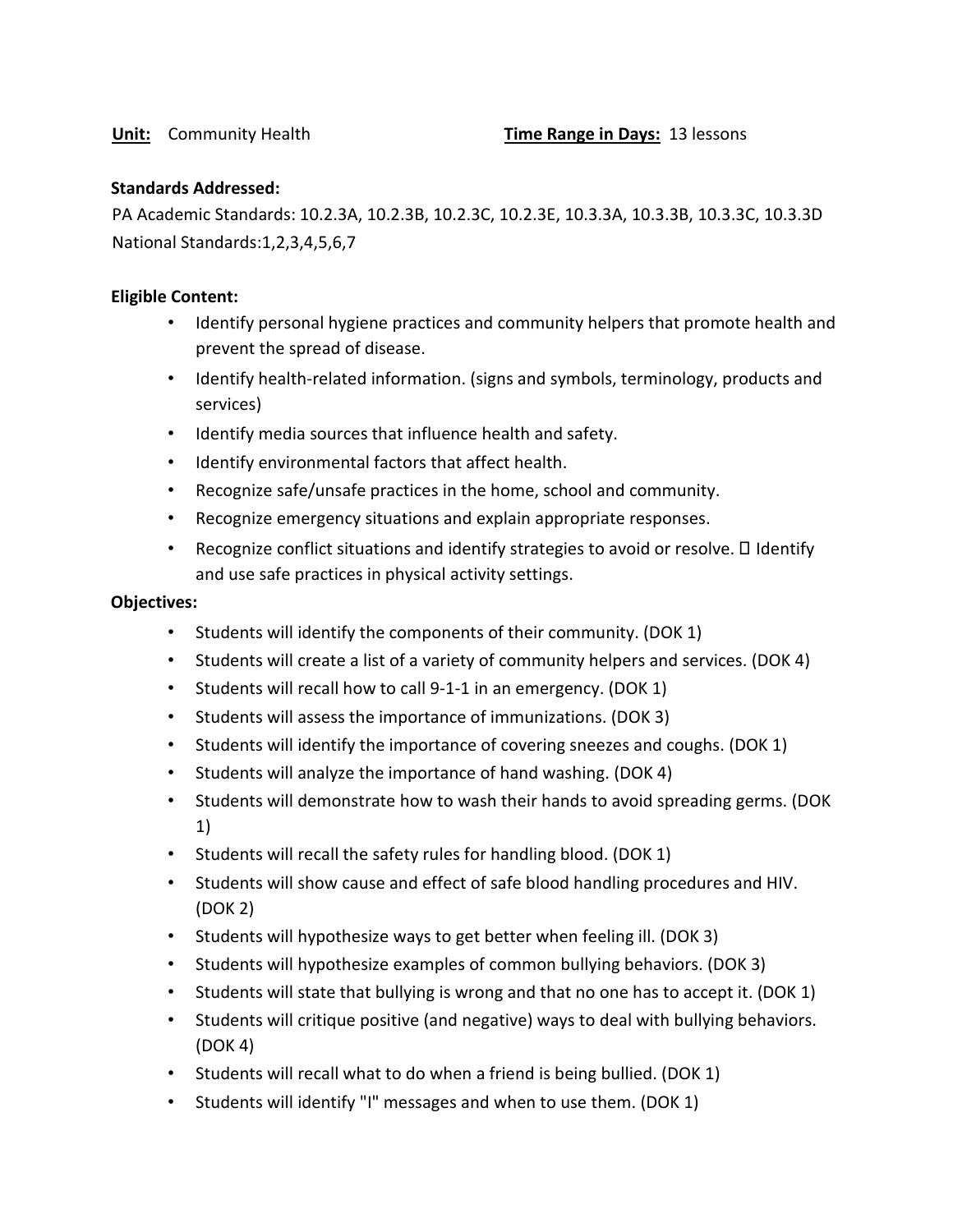**Unit:** Community Health **Time Range in Days:** 13 lessons

**Standards Addressed:**

PA Academic Standards: 10.2.3A, 10.2.3B, 10.2.3C, 10.2.3E, 10.3.3A, 10.3.3B, 10.3.3C, 10.3.3D

National Standards:1,2,3,4,5,6,7

**Eligible Content:**

- Identify personal hygiene practices and community helpers that promote health and prevent the spread of disease.
- Identify health-related information. (signs and symbols, terminology, products and services)
- Identify media sources that influence health and safety.
- Identify environmental factors that affect health.
- Recognize safe/unsafe practices in the home, school and community.
- Recognize emergency situations and explain appropriate responses.
- Recognize conflict situations and identify strategies to avoid or resolve.  Identify and use safe practices in physical activity settings.

**Objectives:**

- Students will identify the components of their community. (DOK 1)
- Students will create a list of a variety of community helpers and services. (DOK 4)
- Students will recall how to call 9-1-1 in an emergency. (DOK 1)
- Students will assess the importance of immunizations. (DOK 3)
- Students will identify the importance of covering sneezes and coughs. (DOK 1)
- Students will analyze the importance of hand washing. (DOK 4)
- Students will demonstrate how to wash their hands to avoid spreading germs. (DOK 1)
- Students will recall the safety rules for handling blood. (DOK 1)
- Students will show cause and effect of safe blood handling procedures and HIV. (DOK 2)
- Students will hypothesize ways to get better when feeling ill. (DOK 3)
- Students will hypothesize examples of common bullying behaviors. (DOK 3)
- Students will state that bullying is wrong and that no one has to accept it. (DOK 1)
- Students will critique positive (and negative) ways to deal with bullying behaviors. (DOK 4)
- Students will recall what to do when a friend is being bullied. (DOK 1)
- Students will identify "I" messages and when to use them. (DOK 1)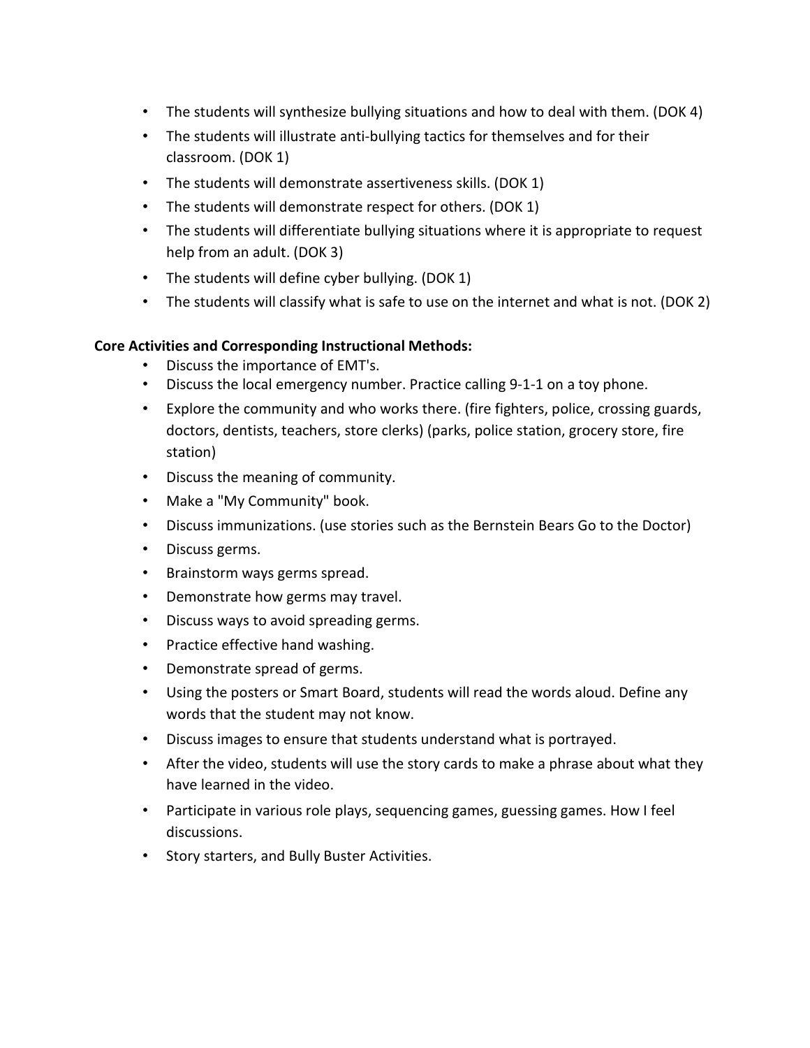- The students will synthesize bullying situations and how to deal with them. (DOK 4)
- The students will illustrate anti-bullying tactics for themselves and for their classroom. (DOK 1)
- The students will demonstrate assertiveness skills. (DOK 1)
- The students will demonstrate respect for others. (DOK 1)
- The students will differentiate bullying situations where it is appropriate to request help from an adult. (DOK 3)
- The students will define cyber bullying. (DOK 1)
- The students will classify what is safe to use on the internet and what is not. (DOK 2)

**Core Activities and Corresponding Instructional Methods:**

- Discuss the importance of EMT's.
- Discuss the local emergency number. Practice calling 9-1-1 on a toy phone.
- Explore the community and who works there. (fire fighters, police, crossing guards, doctors, dentists, teachers, store clerks) (parks, police station, grocery store, fire station)
- Discuss the meaning of community.
- Make a "My Community" book.
- Discuss immunizations. (use stories such as the Bernstein Bears Go to the Doctor)
- Discuss germs.
- Brainstorm ways germs spread.
- Demonstrate how germs may travel.
- Discuss ways to avoid spreading germs.
- Practice effective hand washing.
- Demonstrate spread of germs.
- Using the posters or Smart Board, students will read the words aloud. Define any words that the student may not know.
- Discuss images to ensure that students understand what is portrayed.
- After the video, students will use the story cards to make a phrase about what they have learned in the video.
- Participate in various role plays, sequencing games, guessing games. How I feel discussions.
- Story starters, and Bully Buster Activities.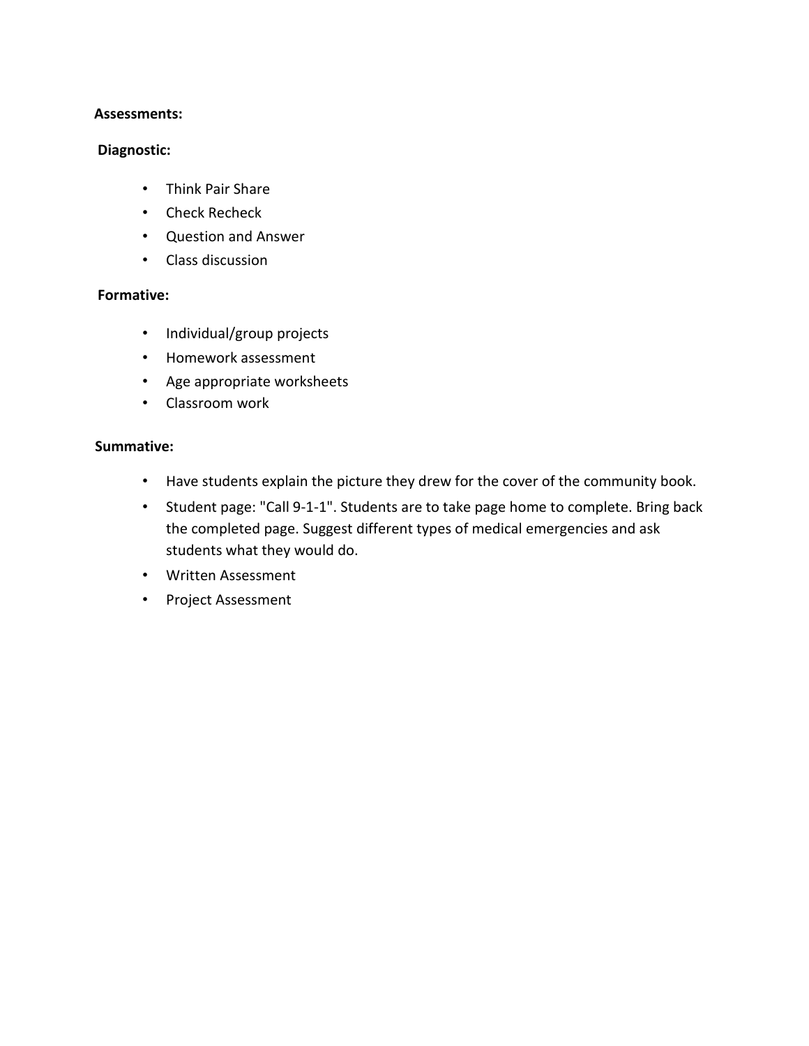**Assessments:**

**Diagnostic:**

- Think Pair Share
- Check Recheck
- Question and Answer
- Class discussion

**Formative:**

- Individual/group projects
- Homework assessment
- Age appropriate worksheets
- Classroom work

**Summative:**

- Have students explain the picture they drew for the cover of the community book.
- Student page: "Call 9-1-1". Students are to take page home to complete. Bring back the completed page. Suggest different types of medical emergencies and ask students what they would do.
- Written Assessment
- Project Assessment